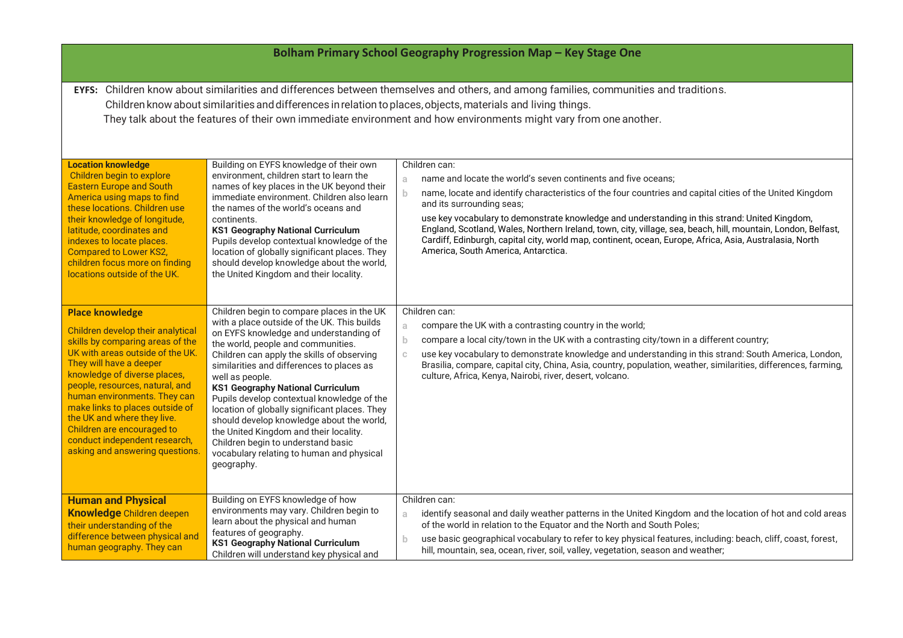# Bolham Primary School Geography Progression Map – Key Stage One

**EYFS:** Children know about similarities and differences between themselves and others, and among families, communities and traditions.
Children know about similarities and differences in relation to places, objects, materials and living things.
They talk about the features of their own immediate environment and how environments might vary from one another.

| | | |
|---|---|---|
| **Location knowledge** Children begin to explore Eastern Europe and South America using maps to find these locations. Children use their knowledge of longitude, latitude, coordinates and indexes to locate places. Compared to Lower KS2, children focus more on finding locations outside of the UK. | Building on EYFS knowledge of their own environment, children start to learn the names of key places in the UK beyond their immediate environment. Children also learn the names of the world's oceans and continents.<br>**KS1 Geography National Curriculum**<br>Pupils develop contextual knowledge of the location of globally significant places. They should develop knowledge about the world, the United Kingdom and their locality. | Children can:<br>a name and locate the world's seven continents and five oceans;<br>b name, locate and identify characteristics of the four countries and capital cities of the United Kingdom and its surrounding seas;<br>use key vocabulary to demonstrate knowledge and understanding in this strand: United Kingdom, England, Scotland, Wales, Northern Ireland, town, city, village, sea, beach, hill, mountain, London, Belfast, Cardiff, Edinburgh, capital city, world map, continent, ocean, Europe, Africa, Asia, Australasia, North America, South America, Antarctica. |
| **Place knowledge**<br>Children develop their analytical skills by comparing areas of the UK with areas outside of the UK. They will have a deeper knowledge of diverse places, people, resources, natural, and human environments. They can make links to places outside of the UK and where they live. Children are encouraged to conduct independent research, asking and answering questions. | Children begin to compare places in the UK with a place outside of the UK. This builds on EYFS knowledge and understanding of the world, people and communities. Children can apply the skills of observing similarities and differences to places as well as people.<br>**KS1 Geography National Curriculum**<br>Pupils develop contextual knowledge of the location of globally significant places. They should develop knowledge about the world, the United Kingdom and their locality. Children begin to understand basic vocabulary relating to human and physical geography. | Children can:<br>a compare the UK with a contrasting country in the world;<br>b compare a local city/town in the UK with a contrasting city/town in a different country;<br>c use key vocabulary to demonstrate knowledge and understanding in this strand: South America, London, Brasilia, compare, capital city, China, Asia, country, population, weather, similarities, differences, farming, culture, Africa, Kenya, Nairobi, river, desert, volcano. |
| **Human and Physical Knowledge** Children deepen their understanding of the difference between physical and human geography. They can | Building on EYFS knowledge of how environments may vary. Children begin to learn about the physical and human features of geography.<br>**KS1 Geography National Curriculum**<br>Children will understand key physical and | Children can:<br>a identify seasonal and daily weather patterns in the United Kingdom and the location of hot and cold areas of the world in relation to the Equator and the North and South Poles;<br>b use basic geographical vocabulary to refer to key physical features, including: beach, cliff, coast, forest, hill, mountain, sea, ocean, river, soil, valley, vegetation, season and weather; |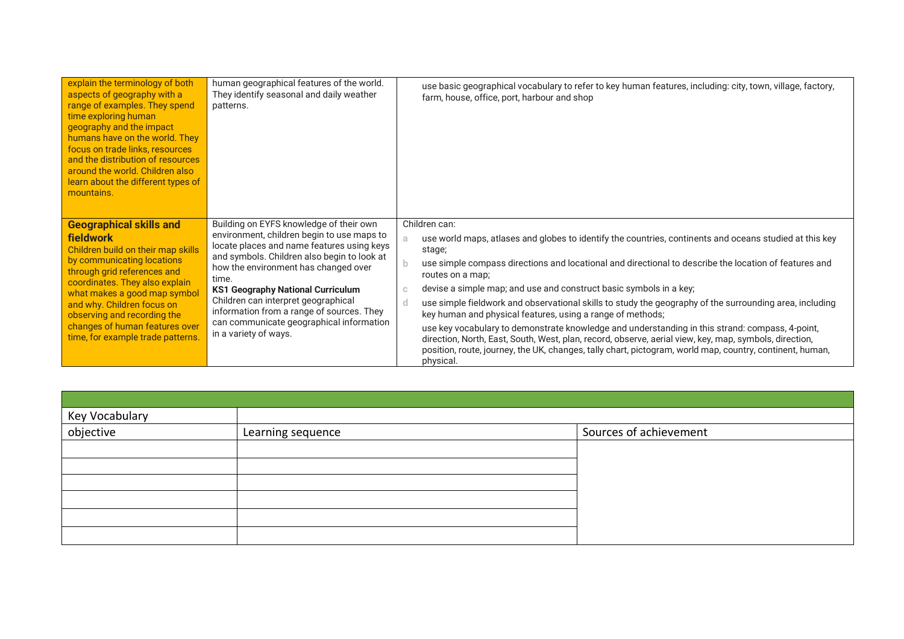| | | |
|---|---|---|
| explain the terminology of both aspects of geography with a range of examples. They spend time exploring human geography and the impact humans have on the world. They focus on trade links, resources and the distribution of resources around the world. Children also learn about the different types of mountains. | human geographical features of the world. They identify seasonal and daily weather patterns. | use basic geographical vocabulary to refer to key human features, including: city, town, village, factory, farm, house, office, port, harbour and shop |
| **Geographical skills and fieldwork**<br>Children build on their map skills by communicating locations through grid references and coordinates. They also explain what makes a good map symbol and why. Children focus on observing and recording the changes of human features over time, for example trade patterns. | Building on EYFS knowledge of their own environment, children begin to use maps to locate places and name features using keys and symbols. Children also begin to look at how the environment has changed over time.<br>**KS1 Geography National Curriculum**<br>Children can interpret geographical information from a range of sources. They can communicate geographical information in a variety of ways. | Children can:<br>a use world maps, atlases and globes to identify the countries, continents and oceans studied at this key stage;<br>b use simple compass directions and locational and directional to describe the location of features and routes on a map;<br>c devise a simple map; and use and construct basic symbols in a key;<br>d use simple fieldwork and observational skills to study the geography of the surrounding area, including key human and physical features, using a range of methods;<br>use key vocabulary to demonstrate knowledge and understanding in this strand: compass, 4-point, direction, North, East, South, West, plan, record, observe, aerial view, key, map, symbols, direction, position, route, journey, the UK, changes, tally chart, pictogram, world map, country, continent, human, physical. |

| | | |
|---|---|---|
| Key Vocabulary | | |
| objective | Learning sequence | Sources of achievement |
| | | |
| | | |
| | | |
| | | |
| | | |
| | | |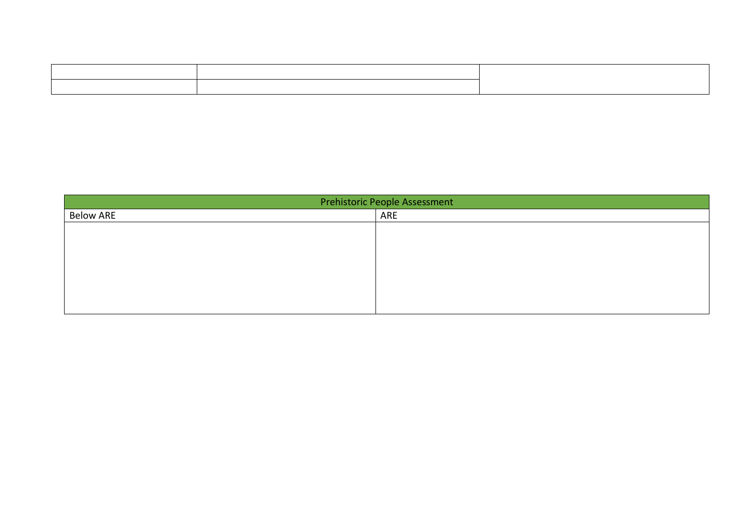| | | |
|---|---|---|
| | | |
| | | |

| Prehistoric People Assessment | |
|---|---|
| Below ARE | ARE |
| | |